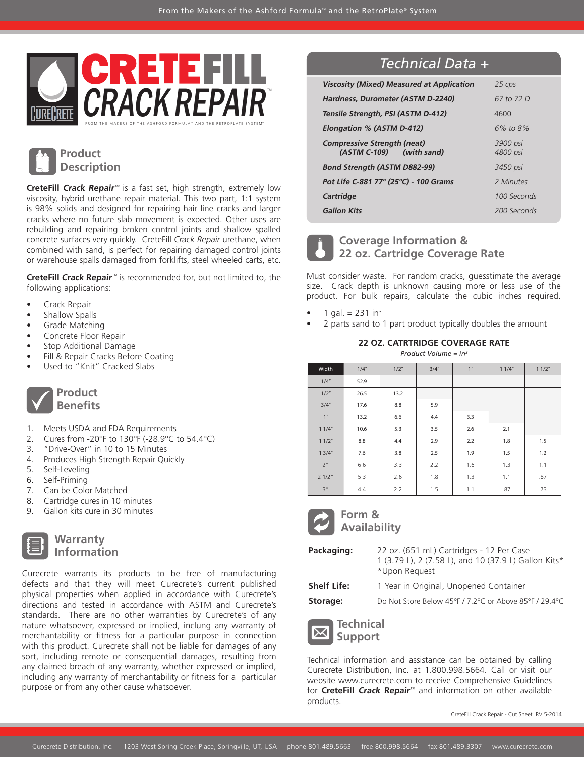# CRETEFILL CRACK REPAIR™

FROM THE MAKERS OF THE ASHFORD FORMULA™ AND THE RETROPLATE SYSTEM®

## Product Description

**CreteFill *Crack Repair***™ is a fast set, high strength, extremely low viscosity, hybrid urethane repair material. This two part, 1:1 system is 98% solids and designed for repairing hair line cracks and larger cracks where no future slab movement is expected. Other uses are rebuilding and repairing broken control joints and shallow spalled concrete surfaces very quickly. CreteFill *Crack Repair* urethane, when combined with sand, is perfect for repairing damaged control joints or warehouse spalls damaged from forklifts, steel wheeled carts, etc.

**CreteFill *Crack Repair***™ is recommended for, but not limited to, the following applications:

- Crack Repair
- Shallow Spalls
- Grade Matching
- Concrete Floor Repair
- Stop Additional Damage
- Fill & Repair Cracks Before Coating
- Used to "Knit" Cracked Slabs

## Product Benefits

1. Meets USDA and FDA Requirements
2. Cures from -20°F to 130°F (-28.9°C to 54.4°C)
3. "Drive-Over" in 10 to 15 Minutes
4. Produces High Strength Repair Quickly
5. Self-Leveling
6. Self-Priming
7. Can be Color Matched
8. Cartridge cures in 10 minutes
9. Gallon kits cure in 30 minutes

## Warranty Information

Curecrete warrants its products to be free of manufacturing defects and that they will meet Curecrete's current published physical properties when applied in accordance with Curecrete's directions and tested in accordance with ASTM and Curecrete's standards. There are no other warranties by Curecrete's of any nature whatsoever, expressed or implied, inclung any warranty of merchantability or fitness for a particular purpose in connection with this product. Curecrete shall not be liable for damages of any sort, including remote or consequential damages, resulting from any claimed breach of any warranty, whether expressed or implied, including any warranty of merchantability or fitness for a particular purpose or from any other cause whatsoever.

## Technical Data +

| Property | Value |
|---|---|
| ***Viscosity (Mixed) Measured at Application*** | *25 cps* |
| ***Hardness, Durometer (ASTM D-2240)*** | *67 to 72 D* |
| ***Tensile Strength, PSI (ASTM D-412)*** | 4600 |
| ***Elongation % (ASTM D-412)*** | *6% to 8%* |
| ***Compressive Strength (neat) (ASTM C-109) (with sand)*** | *3900 psi* / *4800 psi* |
| ***Bond Strength (ASTM D882-99)*** | *3450 psi* |
| ***Pot Life C-881 77° (25°C) - 100 Grams*** | *2 Minutes* |
| ***Cartridge*** | *100 Seconds* |
| ***Gallon Kits*** | *200 Seconds* |

## Coverage Information & 22 oz. Cartridge Coverage Rate

Must consider waste. For random cracks, guesstimate the average size. Crack depth is unknown causing more or less use of the product. For bulk repairs, calculate the cubic inches required.

- 1 gal. = 231 $in^3$
- 2 parts sand to 1 part product typically doubles the amount

**22 OZ. CATRTRIDGE COVERAGE RATE**

*Product Volume = $in^3$*

| Width | 1/4" | 1/2" | 3/4" | 1" | 1 1/4" | 1 1/2" |
|---|---|---|---|---|---|---|
| 1/4" | 52.9 | | | | | |
| 1/2" | 26.5 | 13.2 | | | | |
| 3/4" | 17.6 | 8.8 | 5.9 | | | |
| 1" | 13.2 | 6.6 | 4.4 | 3.3 | | |
| 1 1/4" | 10.6 | 5.3 | 3.5 | 2.6 | 2.1 | |
| 1 1/2" | 8.8 | 4.4 | 2.9 | 2.2 | 1.8 | 1.5 |
| 1 3/4" | 7.6 | 3.8 | 2.5 | 1.9 | 1.5 | 1.2 |
| 2" | 6.6 | 3.3 | 2.2 | 1.6 | 1.3 | 1.1 |
| 2 1/2" | 5.3 | 2.6 | 1.8 | 1.3 | 1.1 | .87 |
| 3" | 4.4 | 2.2 | 1.5 | 1.1 | .87 | .73 |

## Form & Availability

**Packaging:** 22 oz. (651 mL) Cartridges - 12 Per Case
1 (3.79 L), 2 (7.58 L), and 10 (37.9 L) Gallon Kits*
*Upon Request

**Shelf Life:** 1 Year in Original, Unopened Container

**Storage:** Do Not Store Below 45°F / 7.2°C or Above 85°F / 29.4°C

## Technical Support

Technical information and assistance can be obtained by calling Curecrete Distribution, Inc. at 1.800.998.5664. Call or visit our website www.curecrete.com to receive Comprehensive Guidelines for **CreteFill *Crack Repair***™ and information on other available products.

CreteFill Crack Repair - Cut Sheet RV 5-2014

Curecrete Distribution, Inc. 1203 West Spring Creek Place, Springville, UT, USA phone 801.489.5663 free 800.998.5664 fax 801.489.3307 www.curecrete.com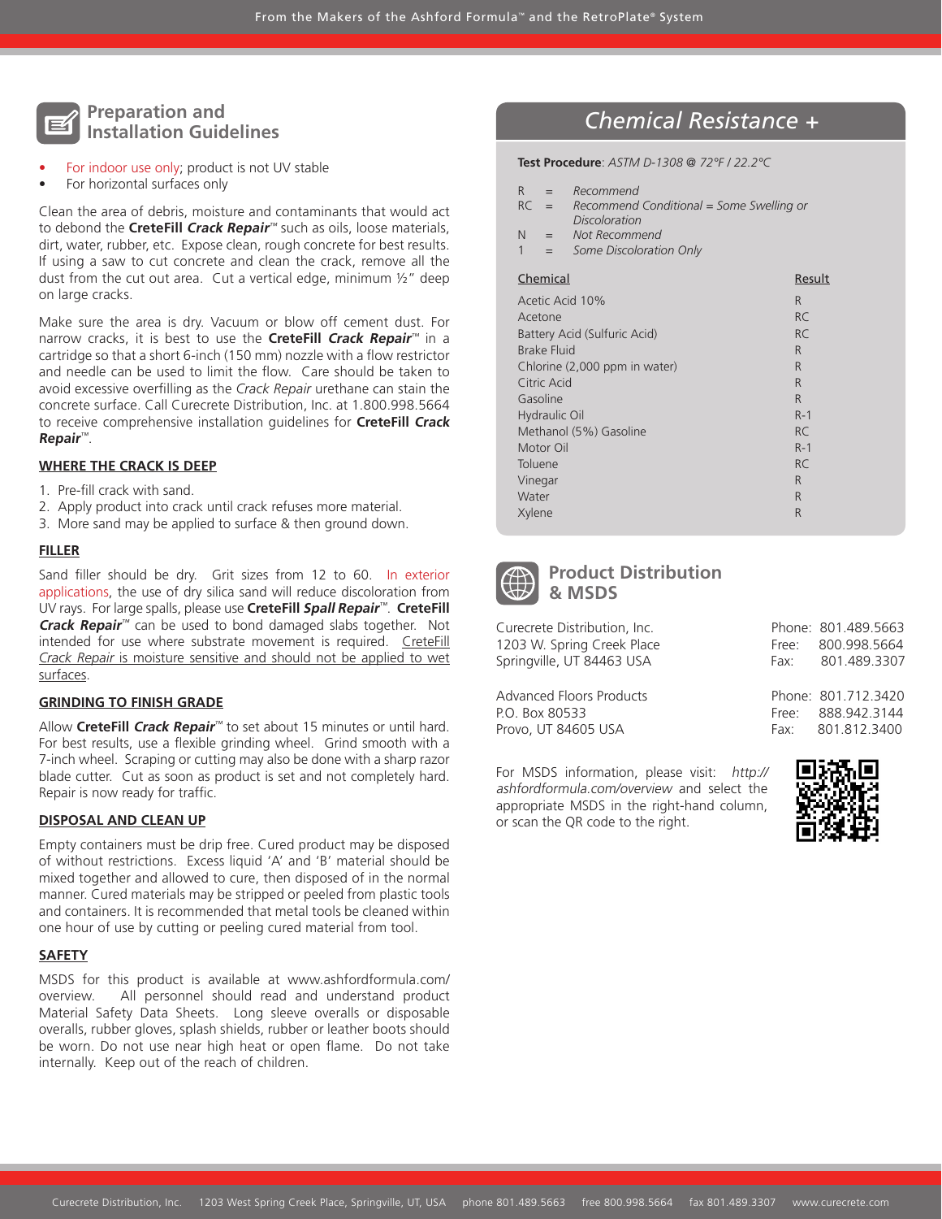## Preparation and Installation Guidelines

- For indoor use only; product is not UV stable
- For horizontal surfaces only

Clean the area of debris, moisture and contaminants that would act to debond the **CreteFill *Crack Repair***™ such as oils, loose materials, dirt, water, rubber, etc. Expose clean, rough concrete for best results. If using a saw to cut concrete and clean the crack, remove all the dust from the cut out area. Cut a vertical edge, minimum ½" deep on large cracks.

Make sure the area is dry. Vacuum or blow off cement dust. For narrow cracks, it is best to use the **CreteFill *Crack Repair***™ in a cartridge so that a short 6-inch (150 mm) nozzle with a flow restrictor and needle can be used to limit the flow. Care should be taken to avoid excessive overfilling as the *Crack Repair* urethane can stain the concrete surface. Call Curecrete Distribution, Inc. at 1.800.998.5664 to receive comprehensive installation guidelines for **CreteFill *Crack Repair***™.

### WHERE THE CRACK IS DEEP

1. Pre-fill crack with sand.
2. Apply product into crack until crack refuses more material.
3. More sand may be applied to surface & then ground down.

### FILLER

Sand filler should be dry. Grit sizes from 12 to 60. In exterior applications, the use of dry silica sand will reduce discoloration from UV rays. For large spalls, please use **CreteFill *Spall Repair***™. **CreteFill *Crack Repair***™ can be used to bond damaged slabs together. Not intended for use where substrate movement is required. CreteFill Crack Repair is moisture sensitive and should not be applied to wet surfaces.

### GRINDING TO FINISH GRADE

Allow **CreteFill *Crack Repair***™ to set about 15 minutes or until hard. For best results, use a flexible grinding wheel. Grind smooth with a 7-inch wheel. Scraping or cutting may also be done with a sharp razor blade cutter. Cut as soon as product is set and not completely hard. Repair is now ready for traffic.

### DISPOSAL AND CLEAN UP

Empty containers must be drip free. Cured product may be disposed of without restrictions. Excess liquid 'A' and 'B' material should be mixed together and allowed to cure, then disposed of in the normal manner. Cured materials may be stripped or peeled from plastic tools and containers. It is recommended that metal tools be cleaned within one hour of use by cutting or peeling cured material from tool.

### SAFETY

MSDS for this product is available at www.ashfordformula.com/overview. All personnel should read and understand product Material Safety Data Sheets. Long sleeve overalls or disposable overalls, rubber gloves, splash shields, rubber or leather boots should be worn. Do not use near high heat or open flame. Do not take internally. Keep out of the reach of children.

## Chemical Resistance +

**Test Procedure**: *ASTM D-1308 @ 72°F / 22.2°C*

R = *Recommend*
RC = *Recommend Conditional = Some Swelling or Discoloration*
N = *Not Recommend*
1 = *Some Discoloration Only*

| Chemical | Result |
|---|---|
| Acetic Acid 10% | R |
| Acetone | RC |
| Battery Acid (Sulfuric Acid) | RC |
| Brake Fluid | R |
| Chlorine (2,000 ppm in water) | R |
| Citric Acid | R |
| Gasoline | R |
| Hydraulic Oil | R-1 |
| Methanol (5%) Gasoline | RC |
| Motor Oil | R-1 |
| Toluene | RC |
| Vinegar | R |
| Water | R |
| Xylene | R |

## Product Distribution & MSDS

Curecrete Distribution, Inc.
1203 W. Spring Creek Place
Springville, UT 84463 USA
Phone: 801.489.5663
Free: 800.998.5664
Fax: 801.489.3307

Advanced Floors Products
P.O. Box 80533
Provo, UT 84605 USA
Phone: 801.712.3420
Free: 888.942.3144
Fax: 801.812.3400

For MSDS information, please visit: *http://ashfordformula.com/overview* and select the appropriate MSDS in the right-hand column, or scan the QR code to the right.